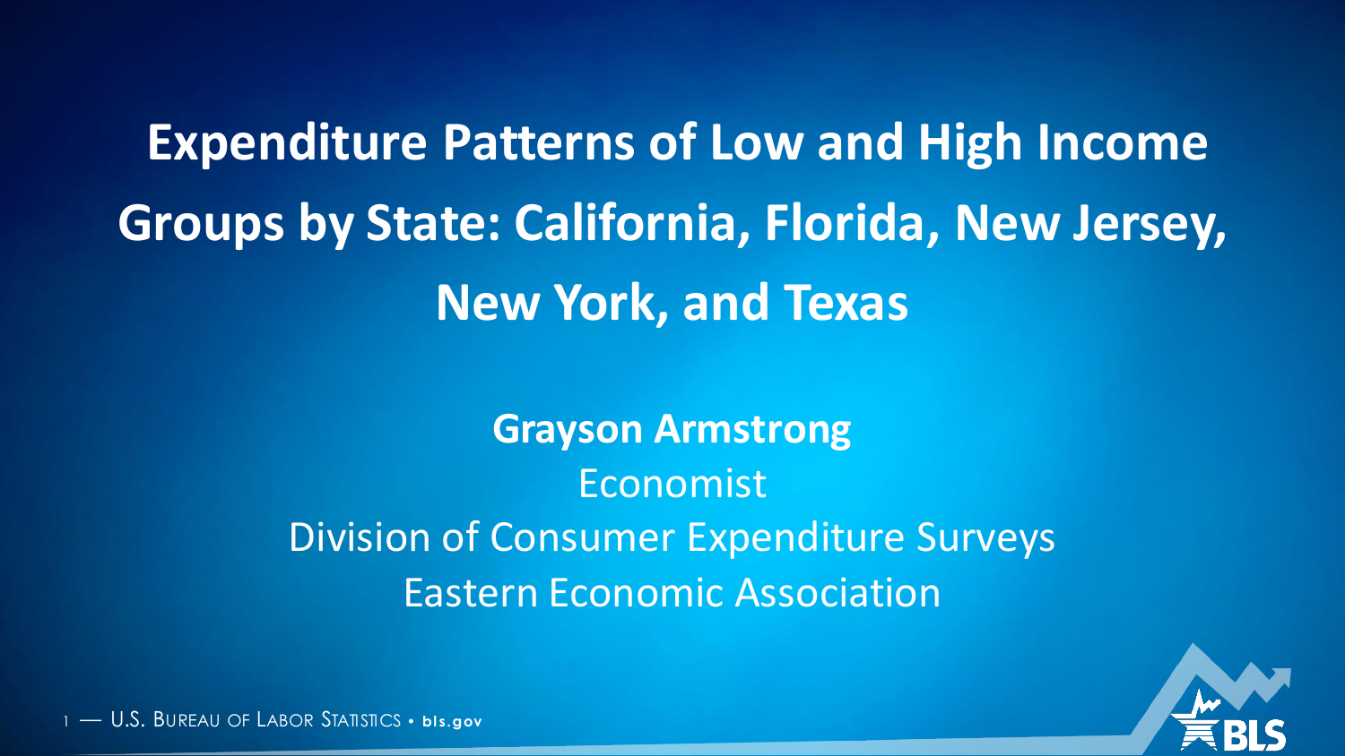# Expenditure Patterns of Low and High Income Groups by State: California, Florida, New Jersey, New York, and Texas

**Grayson Armstrong**

Economist

Division of Consumer Expenditure Surveys

Eastern Economic Association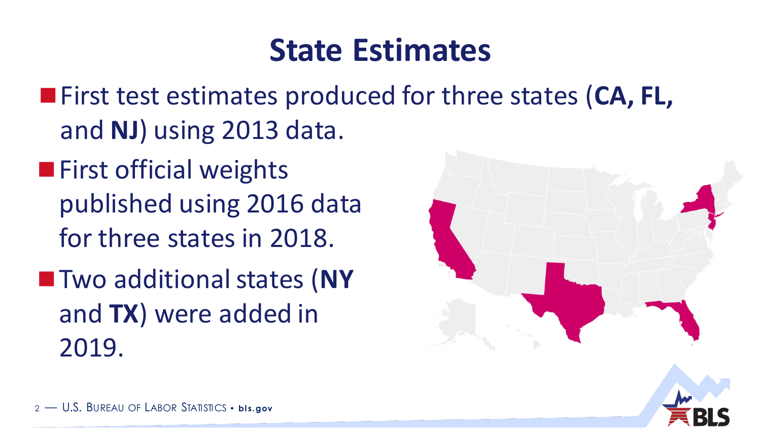# State Estimates

- First test estimates produced for three states (**CA, FL,** and **NJ**) using 2013 data.
- First official weights published using 2016 data for three states in 2018.
- Two additional states (**NY** and **TX**) were added in 2019.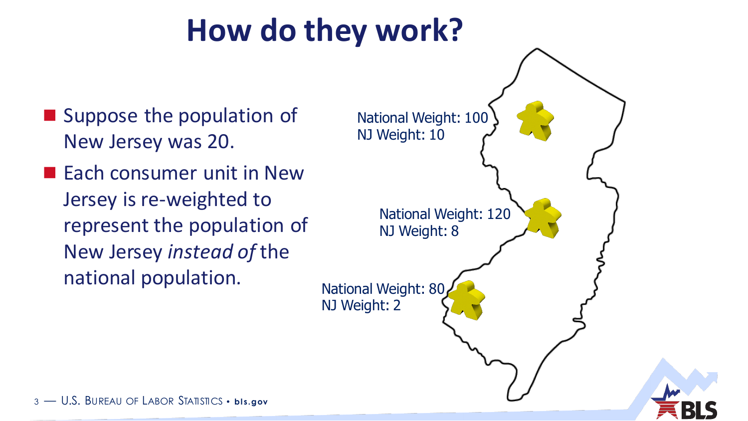# How do they work?

- Suppose the population of New Jersey was 20.
- Each consumer unit in New Jersey is re-weighted to represent the population of New Jersey *instead of* the national population.

National Weight: 100
NJ Weight: 10

National Weight: 120
NJ Weight: 8

National Weight: 80
NJ Weight: 2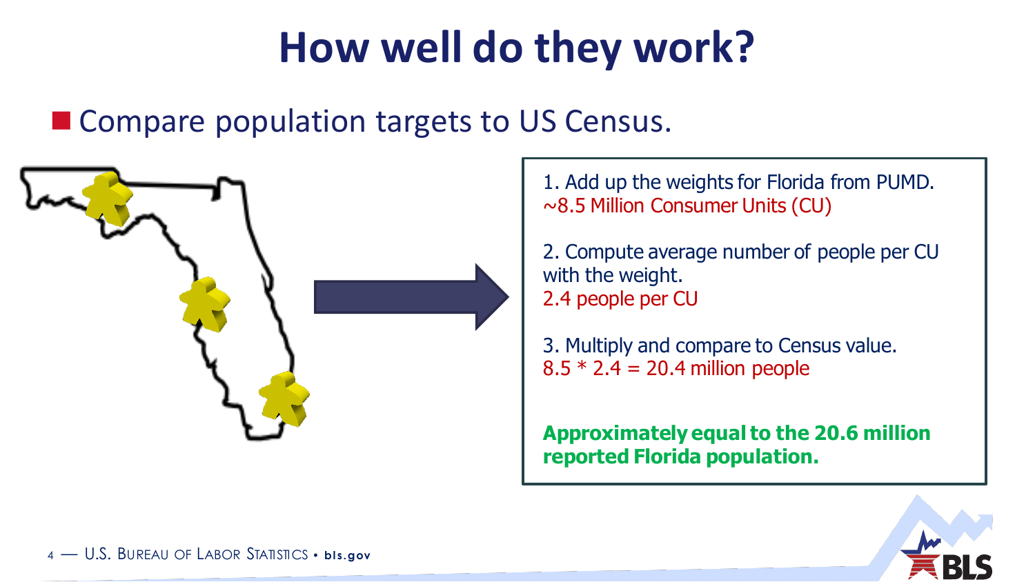# How well do they work?

- Compare population targets to US Census.

1. Add up the weights for Florida from PUMD.
   ~8.5 Million Consumer Units (CU)

2. Compute average number of people per CU with the weight.
   2.4 people per CU

3. Multiply and compare to Census value.
   8.5 * 2.4 = 20.4 million people

**Approximately equal to the 20.6 million reported Florida population.**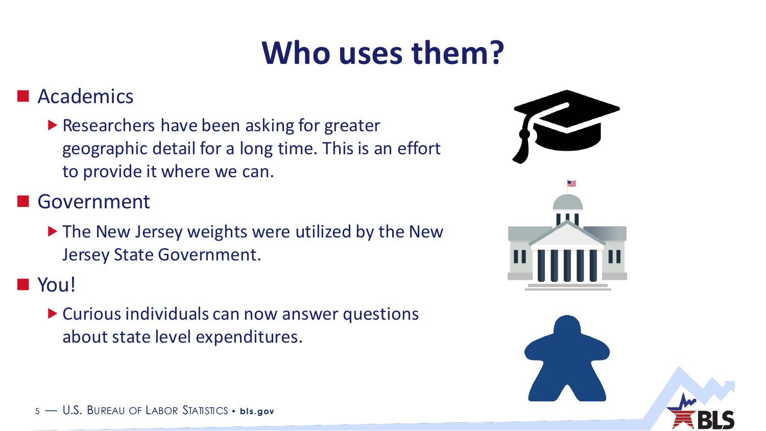# Who uses them?

- Academics
  - Researchers have been asking for greater geographic detail for a long time. This is an effort to provide it where we can.
- Government
  - The New Jersey weights were utilized by the New Jersey State Government.
- You!
  - Curious individuals can now answer questions about state level expenditures.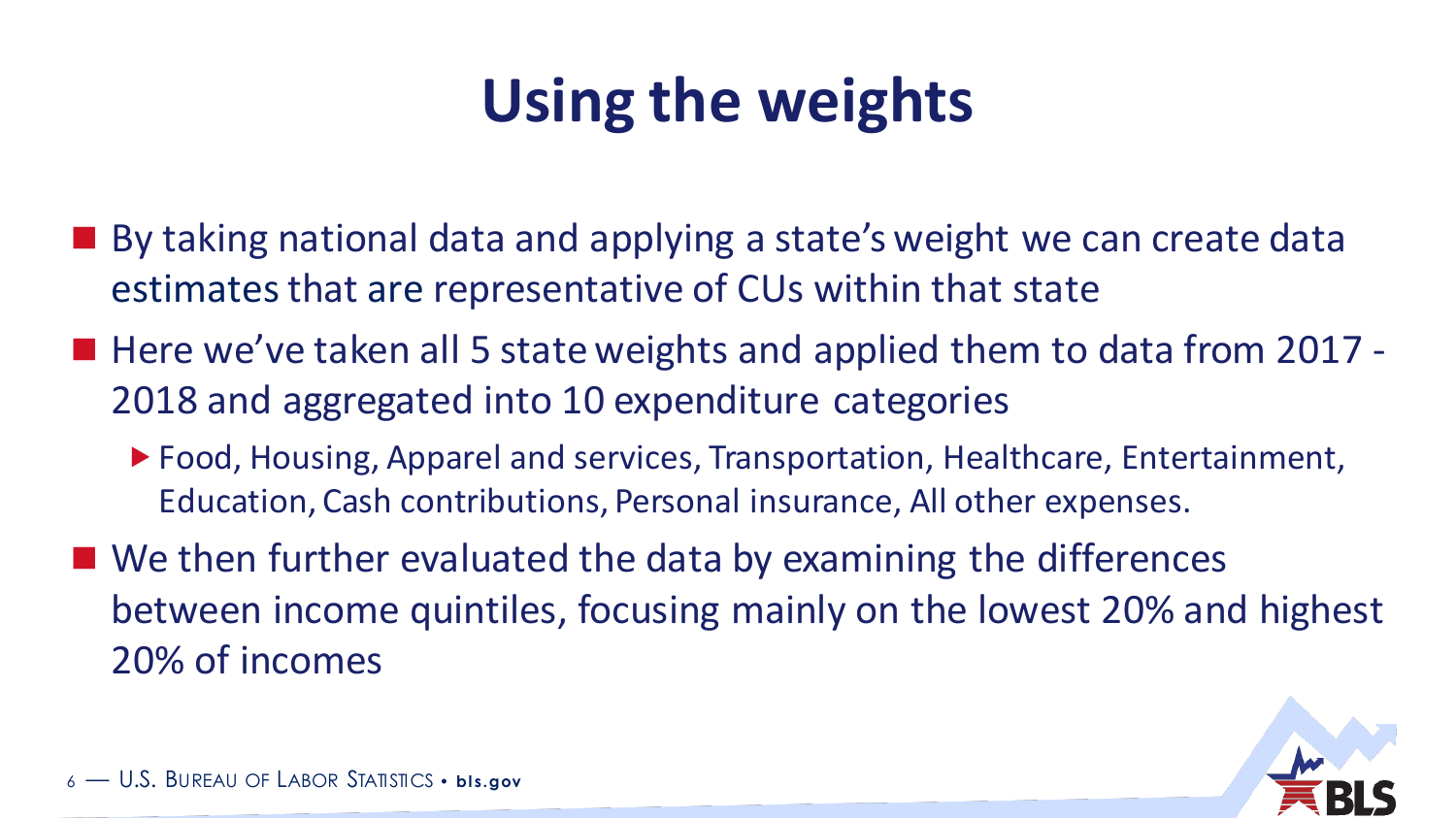# Using the weights

- By taking national data and applying a state's weight we can create data estimates that are representative of CUs within that state
- Here we've taken all 5 state weights and applied them to data from 2017 - 2018 and aggregated into 10 expenditure categories
  - Food, Housing, Apparel and services, Transportation, Healthcare, Entertainment, Education, Cash contributions, Personal insurance, All other expenses.
- We then further evaluated the data by examining the differences between income quintiles, focusing mainly on the lowest 20% and highest 20% of incomes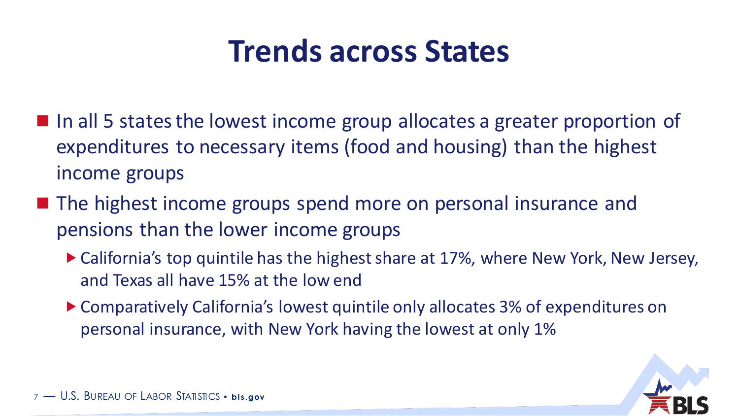# Trends across States

- In all 5 states the lowest income group allocates a greater proportion of expenditures to necessary items (food and housing) than the highest income groups
- The highest income groups spend more on personal insurance and pensions than the lower income groups
  - California's top quintile has the highest share at 17%, where New York, New Jersey, and Texas all have 15% at the low end
  - Comparatively California's lowest quintile only allocates 3% of expenditures on personal insurance, with New York having the lowest at only 1%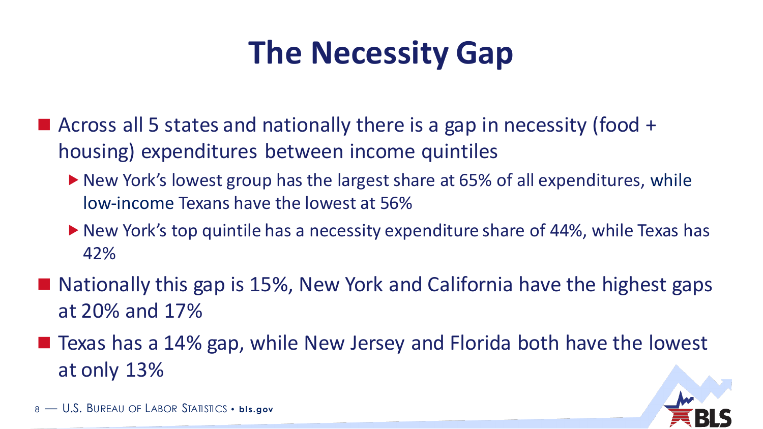# The Necessity Gap

- Across all 5 states and nationally there is a gap in necessity (food + housing) expenditures between income quintiles
  - New York's lowest group has the largest share at 65% of all expenditures, while low-income Texans have the lowest at 56%
  - New York's top quintile has a necessity expenditure share of 44%, while Texas has 42%
- Nationally this gap is 15%, New York and California have the highest gaps at 20% and 17%
- Texas has a 14% gap, while New Jersey and Florida both have the lowest at only 13%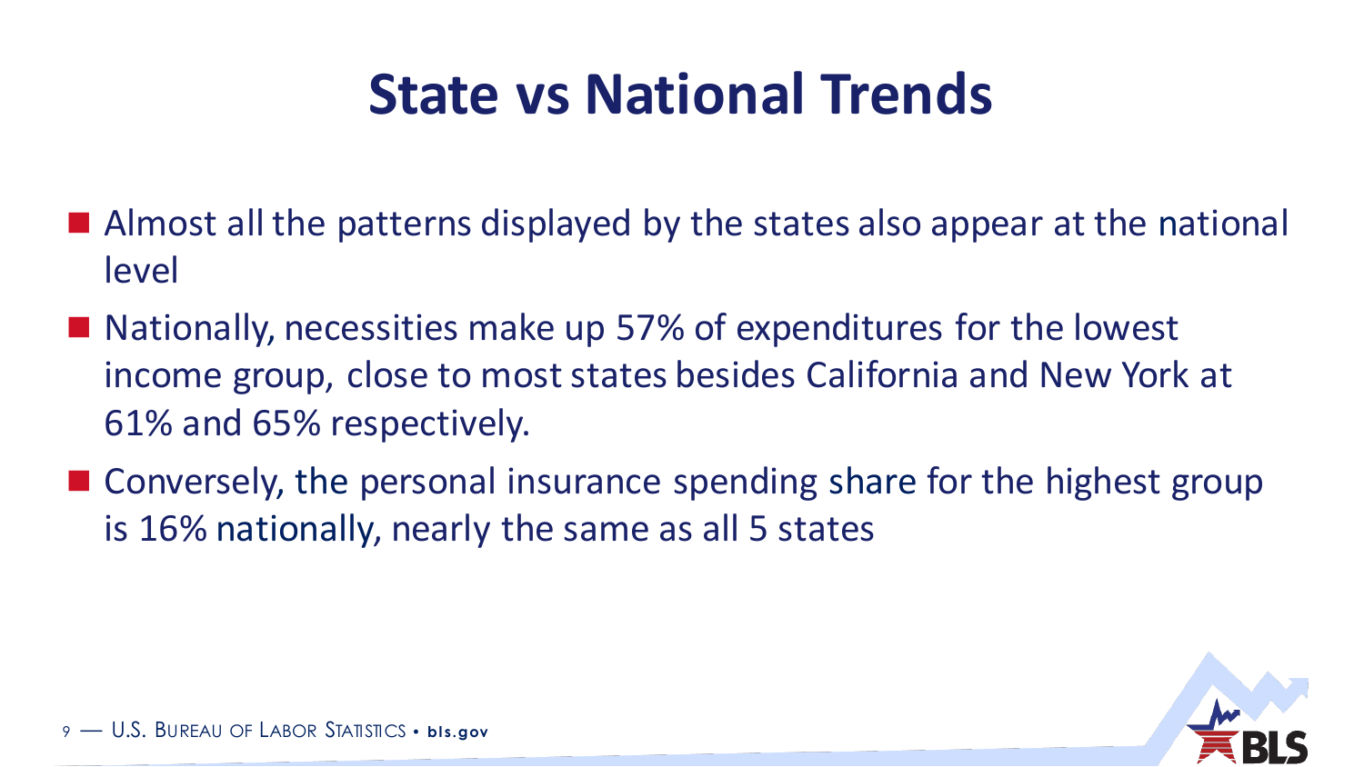# State vs National Trends

- Almost all the patterns displayed by the states also appear at the national level
- Nationally, necessities make up 57% of expenditures for the lowest income group, close to most states besides California and New York at 61% and 65% respectively.
- Conversely, the personal insurance spending share for the highest group is 16% nationally, nearly the same as all 5 states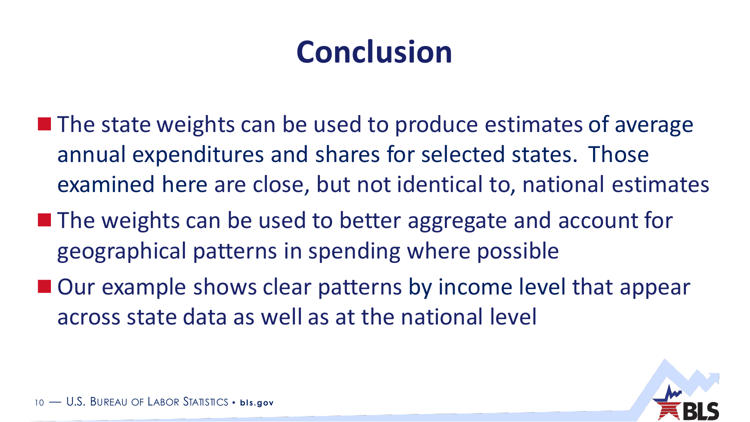# Conclusion

- The state weights can be used to produce estimates of average annual expenditures and shares for selected states. Those examined here are close, but not identical to, national estimates
- The weights can be used to better aggregate and account for geographical patterns in spending where possible
- Our example shows clear patterns by income level that appear across state data as well as at the national level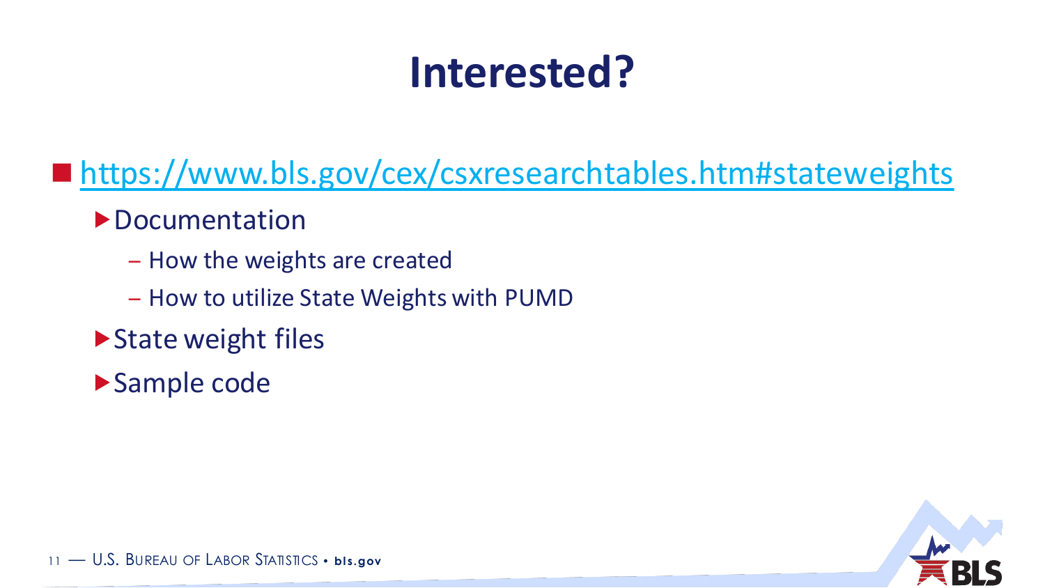# Interested?

- https://www.bls.gov/cex/csxresearchtables.htm#stateweights
  - Documentation
    - How the weights are created
    - How to utilize State Weights with PUMD
  - State weight files
  - Sample code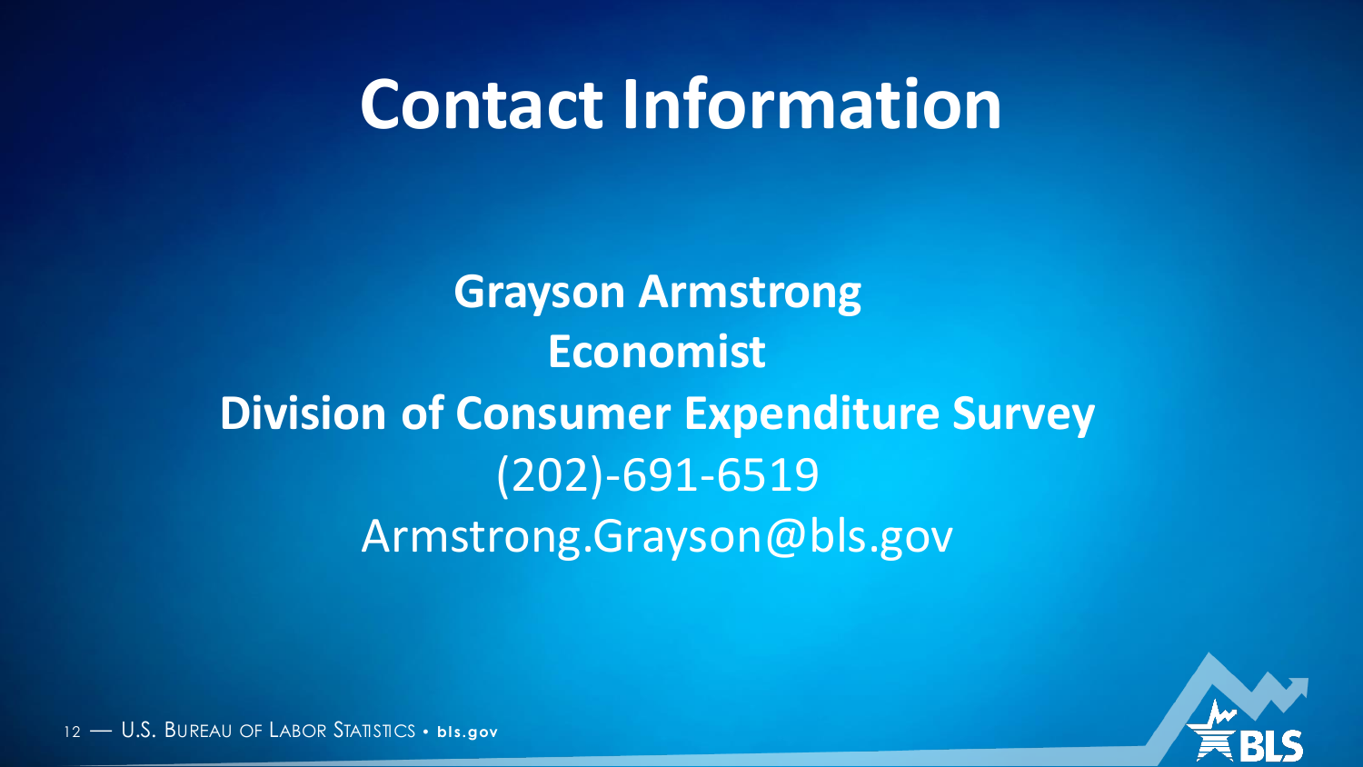# Contact Information

**Grayson Armstrong**
**Economist**
**Division of Consumer Expenditure Survey**
(202)-691-6519
Armstrong.Grayson@bls.gov